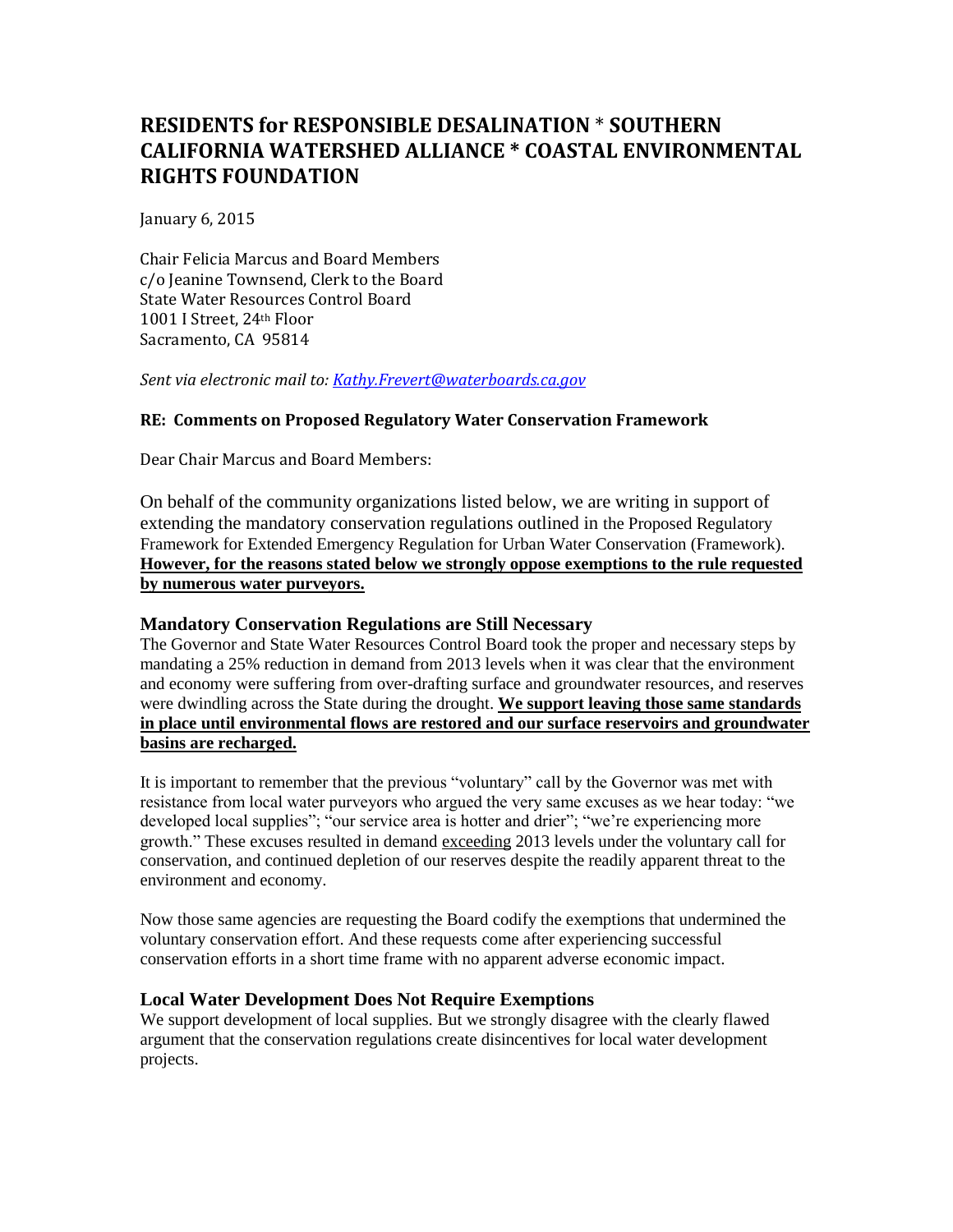# RESIDENTS for RESPONSIBLE DESALINATION * SOUTHERN CALIFORNIA WATERSHED ALLIANCE * COASTAL ENVIRONMENTAL RIGHTS FOUNDATION

January 6, 2015

Chair Felicia Marcus and Board Members
c/o Jeanine Townsend, Clerk to the Board
State Water Resources Control Board
1001 I Street, 24th Floor
Sacramento, CA 95814

*Sent via electronic mail to: Kathy.Frevert@waterboards.ca.gov*

**RE: Comments on Proposed Regulatory Water Conservation Framework**

Dear Chair Marcus and Board Members:

On behalf of the community organizations listed below, we are writing in support of extending the mandatory conservation regulations outlined in the Proposed Regulatory Framework for Extended Emergency Regulation for Urban Water Conservation (Framework). **However, for the reasons stated below we strongly oppose exemptions to the rule requested by numerous water purveyors.**

### Mandatory Conservation Regulations are Still Necessary

The Governor and State Water Resources Control Board took the proper and necessary steps by mandating a 25% reduction in demand from 2013 levels when it was clear that the environment and economy were suffering from over-drafting surface and groundwater resources, and reserves were dwindling across the State during the drought. **We support leaving those same standards in place until environmental flows are restored and our surface reservoirs and groundwater basins are recharged.**

It is important to remember that the previous "voluntary" call by the Governor was met with resistance from local water purveyors who argued the very same excuses as we hear today: "we developed local supplies"; "our service area is hotter and drier"; "we're experiencing more growth." These excuses resulted in demand exceeding 2013 levels under the voluntary call for conservation, and continued depletion of our reserves despite the readily apparent threat to the environment and economy.

Now those same agencies are requesting the Board codify the exemptions that undermined the voluntary conservation effort. And these requests come after experiencing successful conservation efforts in a short time frame with no apparent adverse economic impact.

### Local Water Development Does Not Require Exemptions

We support development of local supplies. But we strongly disagree with the clearly flawed argument that the conservation regulations create disincentives for local water development projects.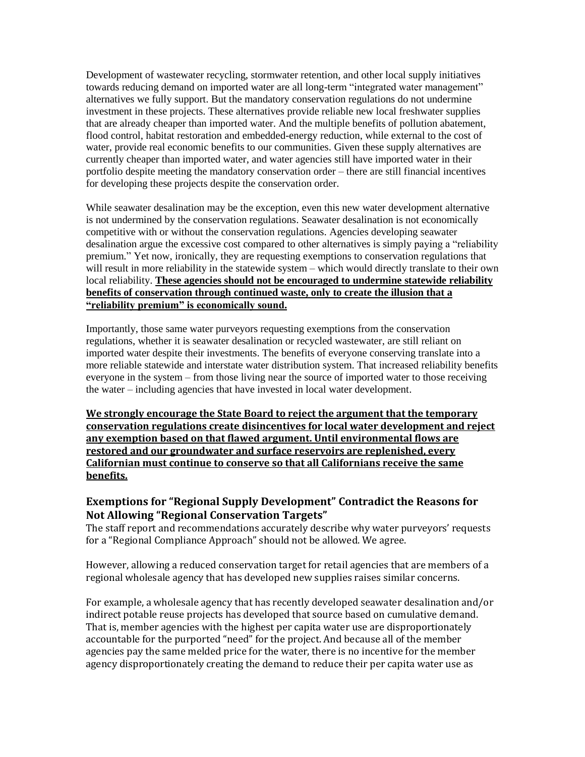Development of wastewater recycling, stormwater retention, and other local supply initiatives towards reducing demand on imported water are all long-term "integrated water management" alternatives we fully support. But the mandatory conservation regulations do not undermine investment in these projects. These alternatives provide reliable new local freshwater supplies that are already cheaper than imported water. And the multiple benefits of pollution abatement, flood control, habitat restoration and embedded-energy reduction, while external to the cost of water, provide real economic benefits to our communities. Given these supply alternatives are currently cheaper than imported water, and water agencies still have imported water in their portfolio despite meeting the mandatory conservation order – there are still financial incentives for developing these projects despite the conservation order.

While seawater desalination may be the exception, even this new water development alternative is not undermined by the conservation regulations. Seawater desalination is not economically competitive with or without the conservation regulations. Agencies developing seawater desalination argue the excessive cost compared to other alternatives is simply paying a "reliability premium." Yet now, ironically, they are requesting exemptions to conservation regulations that will result in more reliability in the statewide system – which would directly translate to their own local reliability. **These agencies should not be encouraged to undermine statewide reliability benefits of conservation through continued waste, only to create the illusion that a "reliability premium" is economically sound.**

Importantly, those same water purveyors requesting exemptions from the conservation regulations, whether it is seawater desalination or recycled wastewater, are still reliant on imported water despite their investments. The benefits of everyone conserving translate into a more reliable statewide and interstate water distribution system. That increased reliability benefits everyone in the system – from those living near the source of imported water to those receiving the water – including agencies that have invested in local water development.

**We strongly encourage the State Board to reject the argument that the temporary conservation regulations create disincentives for local water development and reject any exemption based on that flawed argument. Until environmental flows are restored and our groundwater and surface reservoirs are replenished, every Californian must continue to conserve so that all Californians receive the same benefits.**

## Exemptions for "Regional Supply Development" Contradict the Reasons for Not Allowing "Regional Conservation Targets"

The staff report and recommendations accurately describe why water purveyors' requests for a "Regional Compliance Approach" should not be allowed. We agree.

However, allowing a reduced conservation target for retail agencies that are members of a regional wholesale agency that has developed new supplies raises similar concerns.

For example, a wholesale agency that has recently developed seawater desalination and/or indirect potable reuse projects has developed that source based on cumulative demand. That is, member agencies with the highest per capita water use are disproportionately accountable for the purported "need" for the project. And because all of the member agencies pay the same melded price for the water, there is no incentive for the member agency disproportionately creating the demand to reduce their per capita water use as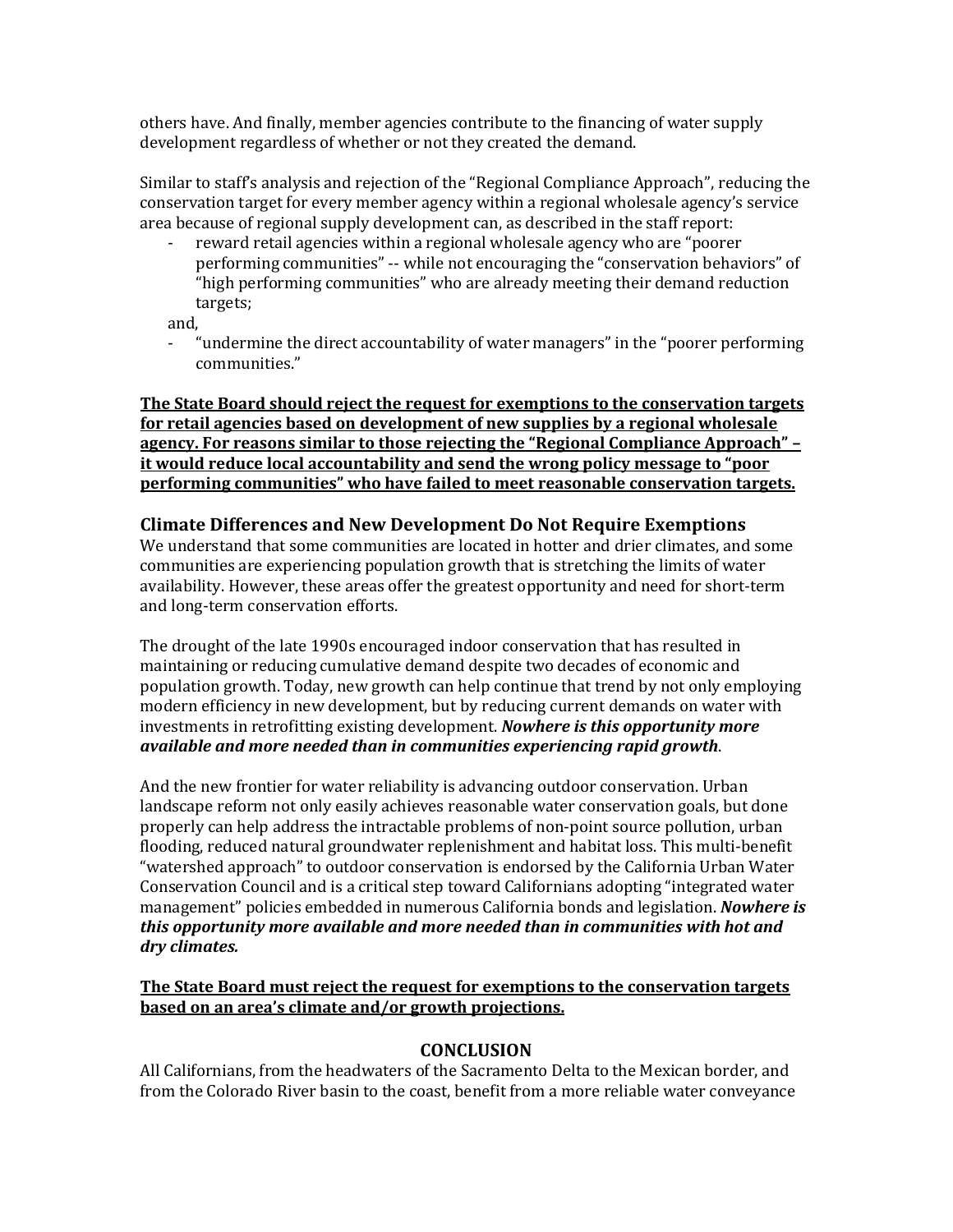others have. And finally, member agencies contribute to the financing of water supply development regardless of whether or not they created the demand.

Similar to staff's analysis and rejection of the "Regional Compliance Approach", reducing the conservation target for every member agency within a regional wholesale agency's service area because of regional supply development can, as described in the staff report:

- reward retail agencies within a regional wholesale agency who are "poorer performing communities" -- while not encouraging the "conservation behaviors" of "high performing communities" who are already meeting their demand reduction targets;

and,

- "undermine the direct accountability of water managers" in the "poorer performing communities."

**The State Board should reject the request for exemptions to the conservation targets for retail agencies based on development of new supplies by a regional wholesale agency. For reasons similar to those rejecting the "Regional Compliance Approach" – it would reduce local accountability and send the wrong policy message to "poor performing communities" who have failed to meet reasonable conservation targets.**

## Climate Differences and New Development Do Not Require Exemptions

We understand that some communities are located in hotter and drier climates, and some communities are experiencing population growth that is stretching the limits of water availability. However, these areas offer the greatest opportunity and need for short-term and long-term conservation efforts.

The drought of the late 1990s encouraged indoor conservation that has resulted in maintaining or reducing cumulative demand despite two decades of economic and population growth. Today, new growth can help continue that trend by not only employing modern efficiency in new development, but by reducing current demands on water with investments in retrofitting existing development. ***Nowhere is this opportunity more available and more needed than in communities experiencing rapid growth***.

And the new frontier for water reliability is advancing outdoor conservation. Urban landscape reform not only easily achieves reasonable water conservation goals, but done properly can help address the intractable problems of non-point source pollution, urban flooding, reduced natural groundwater replenishment and habitat loss. This multi-benefit "watershed approach" to outdoor conservation is endorsed by the California Urban Water Conservation Council and is a critical step toward Californians adopting "integrated water management" policies embedded in numerous California bonds and legislation. ***Nowhere is this opportunity more available and more needed than in communities with hot and dry climates.***

**The State Board must reject the request for exemptions to the conservation targets based on an area's climate and/or growth projections.**

## CONCLUSION

All Californians, from the headwaters of the Sacramento Delta to the Mexican border, and from the Colorado River basin to the coast, benefit from a more reliable water conveyance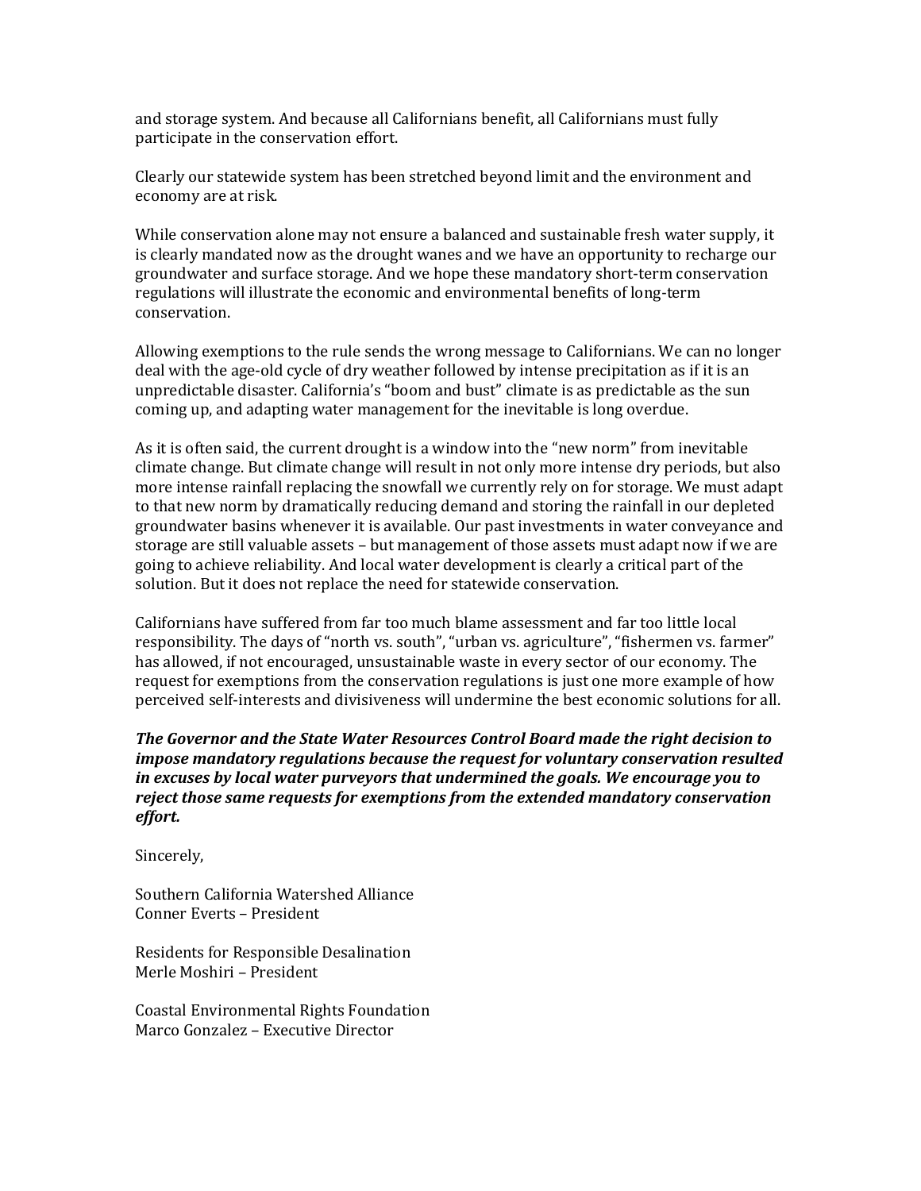and storage system. And because all Californians benefit, all Californians must fully participate in the conservation effort.

Clearly our statewide system has been stretched beyond limit and the environment and economy are at risk.

While conservation alone may not ensure a balanced and sustainable fresh water supply, it is clearly mandated now as the drought wanes and we have an opportunity to recharge our groundwater and surface storage. And we hope these mandatory short-term conservation regulations will illustrate the economic and environmental benefits of long-term conservation.

Allowing exemptions to the rule sends the wrong message to Californians. We can no longer deal with the age-old cycle of dry weather followed by intense precipitation as if it is an unpredictable disaster. California's "boom and bust" climate is as predictable as the sun coming up, and adapting water management for the inevitable is long overdue.

As it is often said, the current drought is a window into the "new norm" from inevitable climate change. But climate change will result in not only more intense dry periods, but also more intense rainfall replacing the snowfall we currently rely on for storage. We must adapt to that new norm by dramatically reducing demand and storing the rainfall in our depleted groundwater basins whenever it is available. Our past investments in water conveyance and storage are still valuable assets – but management of those assets must adapt now if we are going to achieve reliability. And local water development is clearly a critical part of the solution. But it does not replace the need for statewide conservation.

Californians have suffered from far too much blame assessment and far too little local responsibility. The days of "north vs. south", "urban vs. agriculture", "fishermen vs. farmer" has allowed, if not encouraged, unsustainable waste in every sector of our economy. The request for exemptions from the conservation regulations is just one more example of how perceived self-interests and divisiveness will undermine the best economic solutions for all.

***The Governor and the State Water Resources Control Board made the right decision to impose mandatory regulations because the request for voluntary conservation resulted in excuses by local water purveyors that undermined the goals. We encourage you to reject those same requests for exemptions from the extended mandatory conservation effort.***

Sincerely,

Southern California Watershed Alliance
Conner Everts – President

Residents for Responsible Desalination
Merle Moshiri – President

Coastal Environmental Rights Foundation
Marco Gonzalez – Executive Director